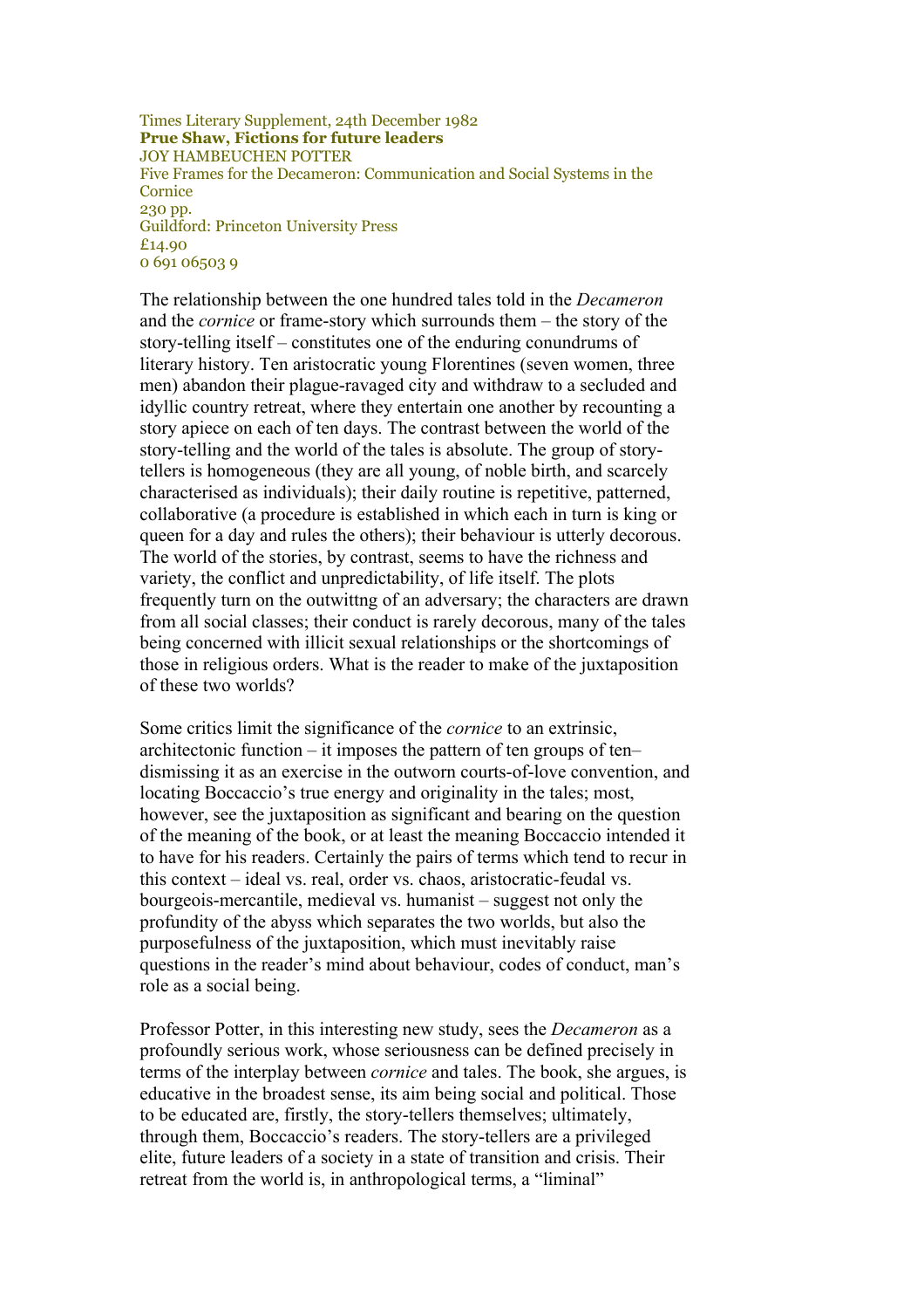Times Literary Supplement, 24th December 1982

**Prue Shaw, Fictions for future leaders**

JOY HAMBEUCHEN POTTER

Five Frames for the Decameron: Communication and Social Systems in the Cornice

230 pp.

Guildford: Princeton University Press

£14.90

0 691 06503 9

The relationship between the one hundred tales told in the *Decameron* and the *cornice* or frame-story which surrounds them – the story of the story-telling itself – constitutes one of the enduring conundrums of literary history. Ten aristocratic young Florentines (seven women, three men) abandon their plague-ravaged city and withdraw to a secluded and idyllic country retreat, where they entertain one another by recounting a story apiece on each of ten days. The contrast between the world of the story-telling and the world of the tales is absolute. The group of story-tellers is homogeneous (they are all young, of noble birth, and scarcely characterised as individuals); their daily routine is repetitive, patterned, collaborative (a procedure is established in which each in turn is king or queen for a day and rules the others); their behaviour is utterly decorous. The world of the stories, by contrast, seems to have the richness and variety, the conflict and unpredictability, of life itself. The plots frequently turn on the outwittng of an adversary; the characters are drawn from all social classes; their conduct is rarely decorous, many of the tales being concerned with illicit sexual relationships or the shortcomings of those in religious orders. What is the reader to make of the juxtaposition of these two worlds?

Some critics limit the significance of the *cornice* to an extrinsic, architectonic function – it imposes the pattern of ten groups of ten– dismissing it as an exercise in the outworn courts-of-love convention, and locating Boccaccio's true energy and originality in the tales; most, however, see the juxtaposition as significant and bearing on the question of the meaning of the book, or at least the meaning Boccaccio intended it to have for his readers. Certainly the pairs of terms which tend to recur in this context – ideal vs. real, order vs. chaos, aristocratic-feudal vs. bourgeois-mercantile, medieval vs. humanist – suggest not only the profundity of the abyss which separates the two worlds, but also the purposefulness of the juxtaposition, which must inevitably raise questions in the reader's mind about behaviour, codes of conduct, man's role as a social being.

Professor Potter, in this interesting new study, sees the *Decameron* as a profoundly serious work, whose seriousness can be defined precisely in terms of the interplay between *cornice* and tales. The book, she argues, is educative in the broadest sense, its aim being social and political. Those to be educated are, firstly, the story-tellers themselves; ultimately, through them, Boccaccio's readers. The story-tellers are a privileged elite, future leaders of a society in a state of transition and crisis. Their retreat from the world is, in anthropological terms, a "liminal"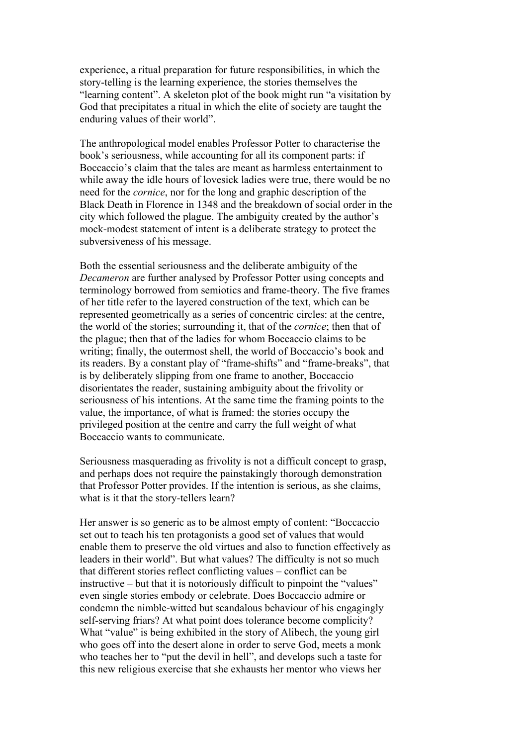experience, a ritual preparation for future responsibilities, in which the story-telling is the learning experience, the stories themselves the "learning content". A skeleton plot of the book might run "a visitation by God that precipitates a ritual in which the elite of society are taught the enduring values of their world".

The anthropological model enables Professor Potter to characterise the book's seriousness, while accounting for all its component parts: if Boccaccio's claim that the tales are meant as harmless entertainment to while away the idle hours of lovesick ladies were true, there would be no need for the *cornice*, nor for the long and graphic description of the Black Death in Florence in 1348 and the breakdown of social order in the city which followed the plague. The ambiguity created by the author's mock-modest statement of intent is a deliberate strategy to protect the subversiveness of his message.

Both the essential seriousness and the deliberate ambiguity of the *Decameron* are further analysed by Professor Potter using concepts and terminology borrowed from semiotics and frame-theory. The five frames of her title refer to the layered construction of the text, which can be represented geometrically as a series of concentric circles: at the centre, the world of the stories; surrounding it, that of the *cornice*; then that of the plague; then that of the ladies for whom Boccaccio claims to be writing; finally, the outermost shell, the world of Boccaccio's book and its readers. By a constant play of "frame-shifts" and "frame-breaks", that is by deliberately slipping from one frame to another, Boccaccio disorientates the reader, sustaining ambiguity about the frivolity or seriousness of his intentions. At the same time the framing points to the value, the importance, of what is framed: the stories occupy the privileged position at the centre and carry the full weight of what Boccaccio wants to communicate.

Seriousness masquerading as frivolity is not a difficult concept to grasp, and perhaps does not require the painstakingly thorough demonstration that Professor Potter provides. If the intention is serious, as she claims, what is it that the story-tellers learn?

Her answer is so generic as to be almost empty of content: "Boccaccio set out to teach his ten protagonists a good set of values that would enable them to preserve the old virtues and also to function effectively as leaders in their world". But what values? The difficulty is not so much that different stories reflect conflicting values – conflict can be instructive – but that it is notoriously difficult to pinpoint the "values" even single stories embody or celebrate. Does Boccaccio admire or condemn the nimble-witted but scandalous behaviour of his engagingly self-serving friars? At what point does tolerance become complicity? What "value" is being exhibited in the story of Alibech, the young girl who goes off into the desert alone in order to serve God, meets a monk who teaches her to "put the devil in hell", and develops such a taste for this new religious exercise that she exhausts her mentor who views her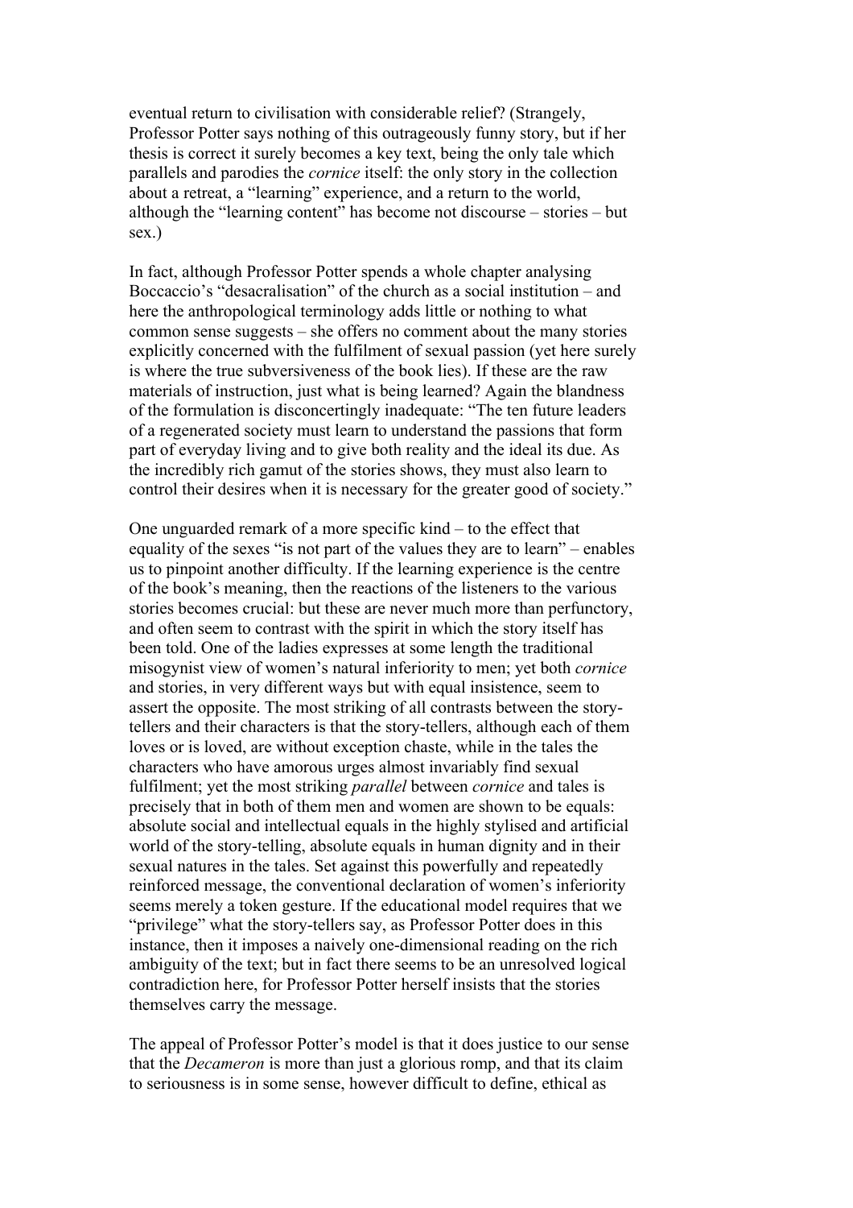eventual return to civilisation with considerable relief? (Strangely, Professor Potter says nothing of this outrageously funny story, but if her thesis is correct it surely becomes a key text, being the only tale which parallels and parodies the *cornice* itself: the only story in the collection about a retreat, a "learning" experience, and a return to the world, although the "learning content" has become not discourse – stories – but sex.)

In fact, although Professor Potter spends a whole chapter analysing Boccaccio's "desacralisation" of the church as a social institution – and here the anthropological terminology adds little or nothing to what common sense suggests – she offers no comment about the many stories explicitly concerned with the fulfilment of sexual passion (yet here surely is where the true subversiveness of the book lies). If these are the raw materials of instruction, just what is being learned? Again the blandness of the formulation is disconcertingly inadequate: "The ten future leaders of a regenerated society must learn to understand the passions that form part of everyday living and to give both reality and the ideal its due. As the incredibly rich gamut of the stories shows, they must also learn to control their desires when it is necessary for the greater good of society."

One unguarded remark of a more specific kind – to the effect that equality of the sexes "is not part of the values they are to learn" – enables us to pinpoint another difficulty. If the learning experience is the centre of the book's meaning, then the reactions of the listeners to the various stories becomes crucial: but these are never much more than perfunctory, and often seem to contrast with the spirit in which the story itself has been told. One of the ladies expresses at some length the traditional misogynist view of women's natural inferiority to men; yet both *cornice* and stories, in very different ways but with equal insistence, seem to assert the opposite. The most striking of all contrasts between the story-tellers and their characters is that the story-tellers, although each of them loves or is loved, are without exception chaste, while in the tales the characters who have amorous urges almost invariably find sexual fulfilment; yet the most striking *parallel* between *cornice* and tales is precisely that in both of them men and women are shown to be equals: absolute social and intellectual equals in the highly stylised and artificial world of the story-telling, absolute equals in human dignity and in their sexual natures in the tales. Set against this powerfully and repeatedly reinforced message, the conventional declaration of women's inferiority seems merely a token gesture. If the educational model requires that we "privilege" what the story-tellers say, as Professor Potter does in this instance, then it imposes a naively one-dimensional reading on the rich ambiguity of the text; but in fact there seems to be an unresolved logical contradiction here, for Professor Potter herself insists that the stories themselves carry the message.

The appeal of Professor Potter's model is that it does justice to our sense that the *Decameron* is more than just a glorious romp, and that its claim to seriousness is in some sense, however difficult to define, ethical as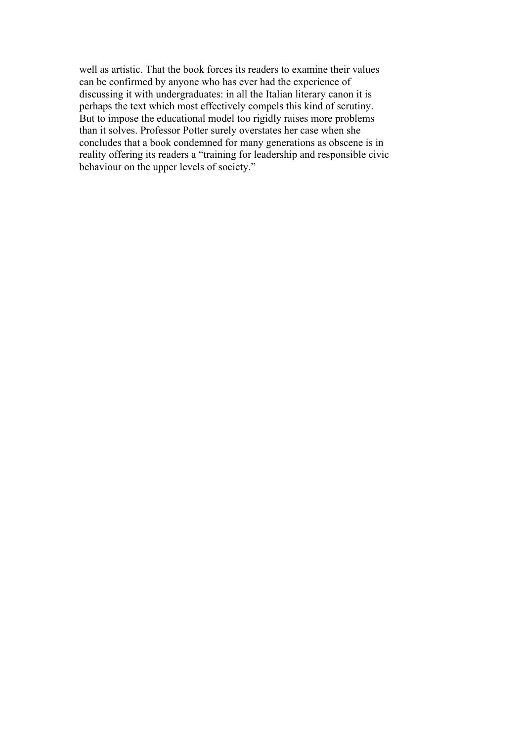well as artistic. That the book forces its readers to examine their values can be confirmed by anyone who has ever had the experience of discussing it with undergraduates: in all the Italian literary canon it is perhaps the text which most effectively compels this kind of scrutiny. But to impose the educational model too rigidly raises more problems than it solves. Professor Potter surely overstates her case when she concludes that a book condemned for many generations as obscene is in reality offering its readers a "training for leadership and responsible civic behaviour on the upper levels of society."